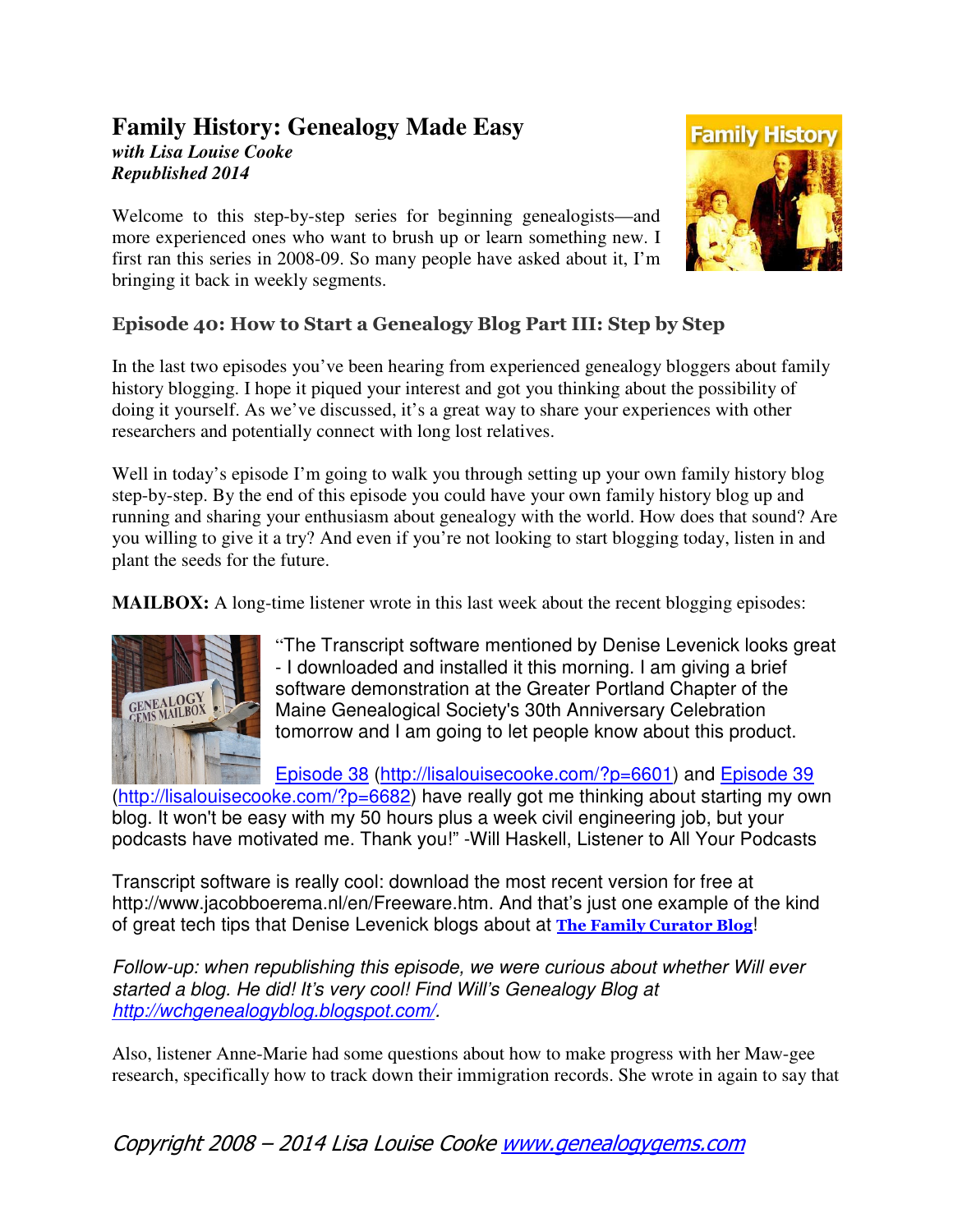# Family History: Genealogy Made Easy

***with Lisa Louise Cooke***
***Republished 2014***

Welcome to this step-by-step series for beginning genealogists—and more experienced ones who want to brush up or learn something new. I first ran this series in 2008-09. So many people have asked about it, I'm bringing it back in weekly segments.

## Episode 40: How to Start a Genealogy Blog Part III: Step by Step

In the last two episodes you've been hearing from experienced genealogy bloggers about family history blogging. I hope it piqued your interest and got you thinking about the possibility of doing it yourself. As we've discussed, it's a great way to share your experiences with other researchers and potentially connect with long lost relatives.

Well in today's episode I'm going to walk you through setting up your own family history blog step-by-step. By the end of this episode you could have your own family history blog up and running and sharing your enthusiasm about genealogy with the world. How does that sound? Are you willing to give it a try? And even if you're not looking to start blogging today, listen in and plant the seeds for the future.

**MAILBOX:** A long-time listener wrote in this last week about the recent blogging episodes:

"The Transcript software mentioned by Denise Levenick looks great - I downloaded and installed it this morning. I am giving a brief software demonstration at the Greater Portland Chapter of the Maine Genealogical Society's 30th Anniversary Celebration tomorrow and I am going to let people know about this product.

[Episode 38](http://lisalouisecooke.com/?p=6601) (http://lisalouisecooke.com/?p=6601) and [Episode 39](http://lisalouisecooke.com/?p=6682) (http://lisalouisecooke.com/?p=6682) have really got me thinking about starting my own blog. It won't be easy with my 50 hours plus a week civil engineering job, but your podcasts have motivated me. Thank you!" -Will Haskell, Listener to All Your Podcasts

Transcript software is really cool: download the most recent version for free at http://www.jacobboerema.nl/en/Freeware.htm. And that's just one example of the kind of great tech tips that Denise Levenick blogs about at **[The Family Curator Blog](#)**!

*Follow-up: when republishing this episode, we were curious about whether Will ever started a blog. He did! It's very cool! Find Will's Genealogy Blog at [http://wchgenealogyblog.blogspot.com/](http://wchgenealogyblog.blogspot.com/).*

Also, listener Anne-Marie had some questions about how to make progress with her Maw-gee research, specifically how to track down their immigration records. She wrote in again to say that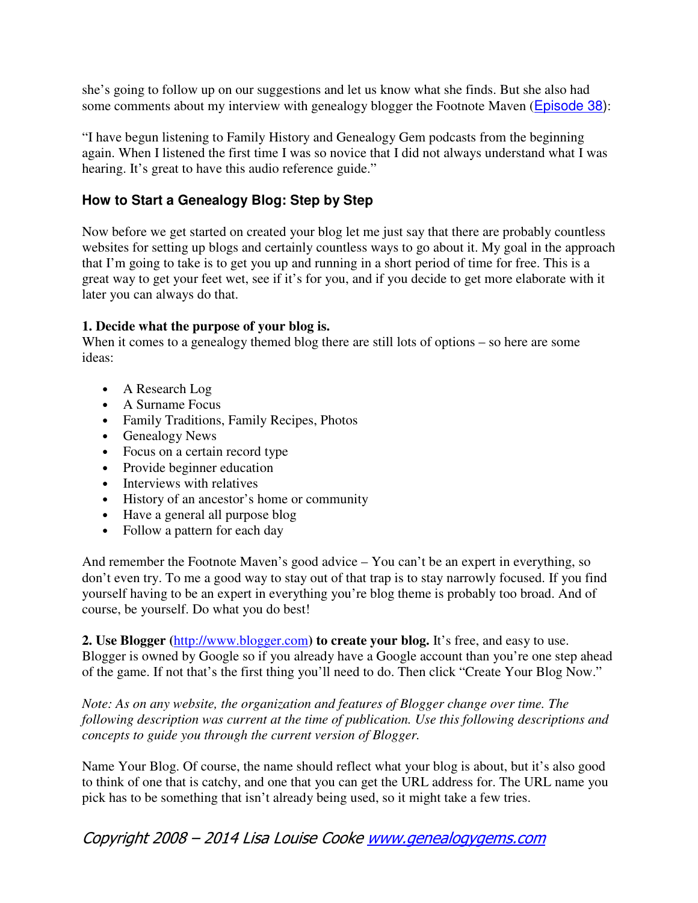she's going to follow up on our suggestions and let us know what she finds. But she also had some comments about my interview with genealogy blogger the Footnote Maven ([Episode 38](#)):

"I have begun listening to Family History and Genealogy Gem podcasts from the beginning again. When I listened the first time I was so novice that I did not always understand what I was hearing. It's great to have this audio reference guide."

### How to Start a Genealogy Blog: Step by Step

Now before we get started on created your blog let me just say that there are probably countless websites for setting up blogs and certainly countless ways to go about it. My goal in the approach that I'm going to take is to get you up and running in a short period of time for free. This is a great way to get your feet wet, see if it's for you, and if you decide to get more elaborate with it later you can always do that.

**1. Decide what the purpose of your blog is.**
When it comes to a genealogy themed blog there are still lots of options – so here are some ideas:

- A Research Log
- A Surname Focus
- Family Traditions, Family Recipes, Photos
- Genealogy News
- Focus on a certain record type
- Provide beginner education
- Interviews with relatives
- History of an ancestor's home or community
- Have a general all purpose blog
- Follow a pattern for each day

And remember the Footnote Maven's good advice – You can't be an expert in everything, so don't even try. To me a good way to stay out of that trap is to stay narrowly focused. If you find yourself having to be an expert in everything you're blog theme is probably too broad. And of course, be yourself. Do what you do best!

**2. Use Blogger ([http://www.blogger.com](http://www.blogger.com)) to create your blog.** It's free, and easy to use. Blogger is owned by Google so if you already have a Google account than you're one step ahead of the game. If not that's the first thing you'll need to do. Then click "Create Your Blog Now."

*Note: As on any website, the organization and features of Blogger change over time. The following description was current at the time of publication. Use this following descriptions and concepts to guide you through the current version of Blogger.*

Name Your Blog. Of course, the name should reflect what your blog is about, but it's also good to think of one that is catchy, and one that you can get the URL address for. The URL name you pick has to be something that isn't already being used, so it might take a few tries.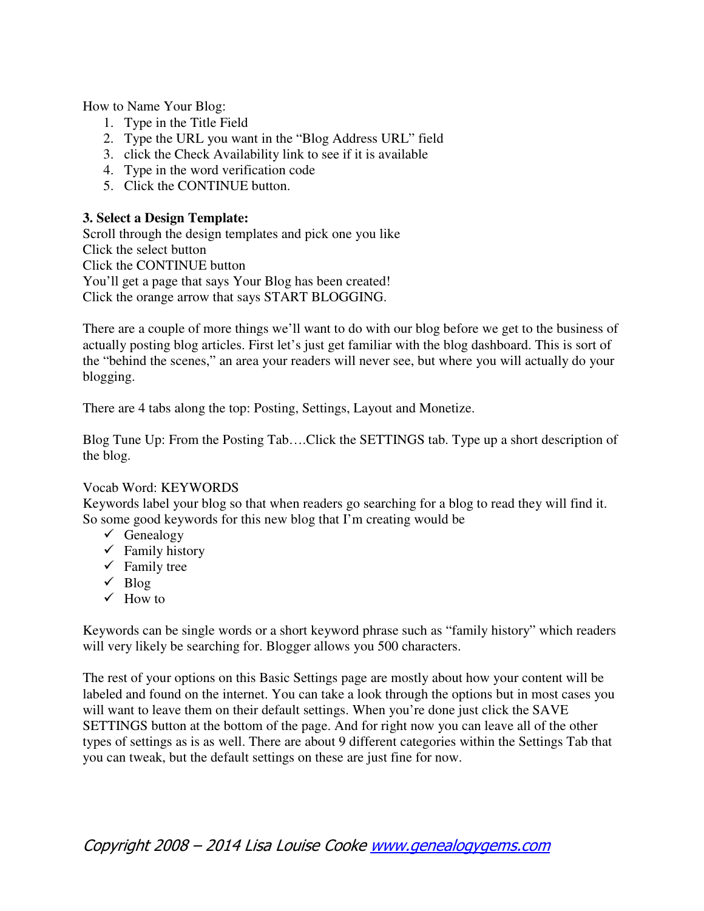How to Name Your Blog:

1. Type in the Title Field
2. Type the URL you want in the "Blog Address URL" field
3. click the Check Availability link to see if it is available
4. Type in the word verification code
5. Click the CONTINUE button.

**3. Select a Design Template:**
Scroll through the design templates and pick one you like
Click the select button
Click the CONTINUE button
You'll get a page that says Your Blog has been created!
Click the orange arrow that says START BLOGGING.

There are a couple of more things we'll want to do with our blog before we get to the business of actually posting blog articles. First let's just get familiar with the blog dashboard. This is sort of the "behind the scenes," an area your readers will never see, but where you will actually do your blogging.

There are 4 tabs along the top: Posting, Settings, Layout and Monetize.

Blog Tune Up: From the Posting Tab….Click the SETTINGS tab. Type up a short description of the blog.

Vocab Word: KEYWORDS
Keywords label your blog so that when readers go searching for a blog to read they will find it. So some good keywords for this new blog that I'm creating would be

- ✓ Genealogy
- ✓ Family history
- ✓ Family tree
- ✓ Blog
- ✓ How to

Keywords can be single words or a short keyword phrase such as "family history" which readers will very likely be searching for. Blogger allows you 500 characters.

The rest of your options on this Basic Settings page are mostly about how your content will be labeled and found on the internet. You can take a look through the options but in most cases you will want to leave them on their default settings. When you're done just click the SAVE SETTINGS button at the bottom of the page. And for right now you can leave all of the other types of settings as is as well. There are about 9 different categories within the Settings Tab that you can tweak, but the default settings on these are just fine for now.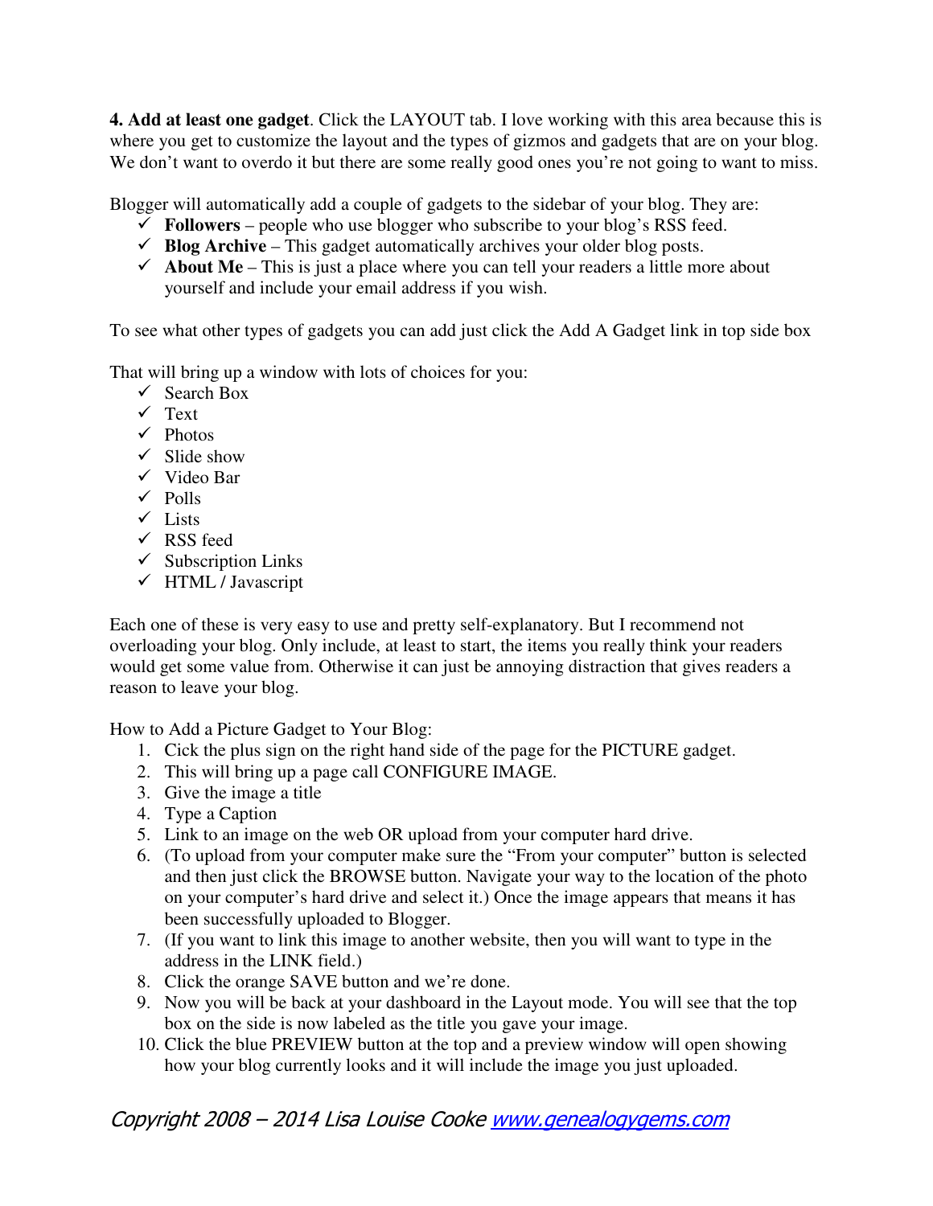**4. Add at least one gadget**. Click the LAYOUT tab. I love working with this area because this is where you get to customize the layout and the types of gizmos and gadgets that are on your blog. We don't want to overdo it but there are some really good ones you're not going to want to miss.

Blogger will automatically add a couple of gadgets to the sidebar of your blog. They are:

- ✓ **Followers** – people who use blogger who subscribe to your blog's RSS feed.
- ✓ **Blog Archive** – This gadget automatically archives your older blog posts.
- ✓ **About Me** – This is just a place where you can tell your readers a little more about yourself and include your email address if you wish.

To see what other types of gadgets you can add just click the Add A Gadget link in top side box

That will bring up a window with lots of choices for you:

- ✓ Search Box
- ✓ Text
- ✓ Photos
- ✓ Slide show
- ✓ Video Bar
- ✓ Polls
- ✓ Lists
- ✓ RSS feed
- ✓ Subscription Links
- ✓ HTML / Javascript

Each one of these is very easy to use and pretty self-explanatory. But I recommend not overloading your blog. Only include, at least to start, the items you really think your readers would get some value from. Otherwise it can just be annoying distraction that gives readers a reason to leave your blog.

How to Add a Picture Gadget to Your Blog:

1. Cick the plus sign on the right hand side of the page for the PICTURE gadget.
2. This will bring up a page call CONFIGURE IMAGE.
3. Give the image a title
4. Type a Caption
5. Link to an image on the web OR upload from your computer hard drive.
6. (To upload from your computer make sure the "From your computer" button is selected and then just click the BROWSE button. Navigate your way to the location of the photo on your computer's hard drive and select it.) Once the image appears that means it has been successfully uploaded to Blogger.
7. (If you want to link this image to another website, then you will want to type in the address in the LINK field.)
8. Click the orange SAVE button and we're done.
9. Now you will be back at your dashboard in the Layout mode. You will see that the top box on the side is now labeled as the title you gave your image.
10. Click the blue PREVIEW button at the top and a preview window will open showing how your blog currently looks and it will include the image you just uploaded.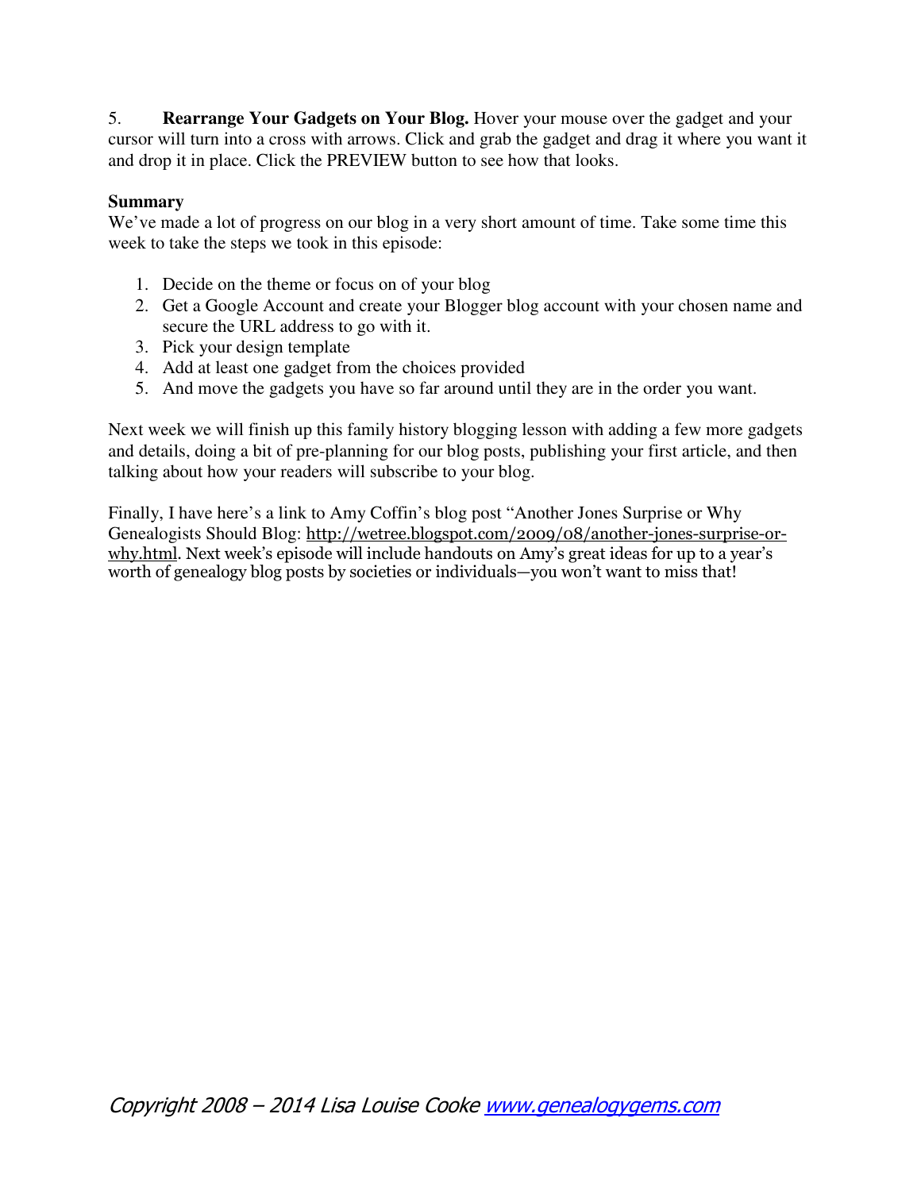5. **Rearrange Your Gadgets on Your Blog.** Hover your mouse over the gadget and your cursor will turn into a cross with arrows. Click and grab the gadget and drag it where you want it and drop it in place. Click the PREVIEW button to see how that looks.

**Summary**

We've made a lot of progress on our blog in a very short amount of time. Take some time this week to take the steps we took in this episode:

1. Decide on the theme or focus on of your blog
2. Get a Google Account and create your Blogger blog account with your chosen name and secure the URL address to go with it.
3. Pick your design template
4. Add at least one gadget from the choices provided
5. And move the gadgets you have so far around until they are in the order you want.

Next week we will finish up this family history blogging lesson with adding a few more gadgets and details, doing a bit of pre-planning for our blog posts, publishing your first article, and then talking about how your readers will subscribe to your blog.

Finally, I have here's a link to Amy Coffin's blog post "Another Jones Surprise or Why Genealogists Should Blog: http://wetree.blogspot.com/2009/08/another-jones-surprise-or-why.html. Next week's episode will include handouts on Amy's great ideas for up to a year's worth of genealogy blog posts by societies or individuals—you won't want to miss that!

*Copyright 2008 – 2014 Lisa Louise Cooke www.genealogygems.com*